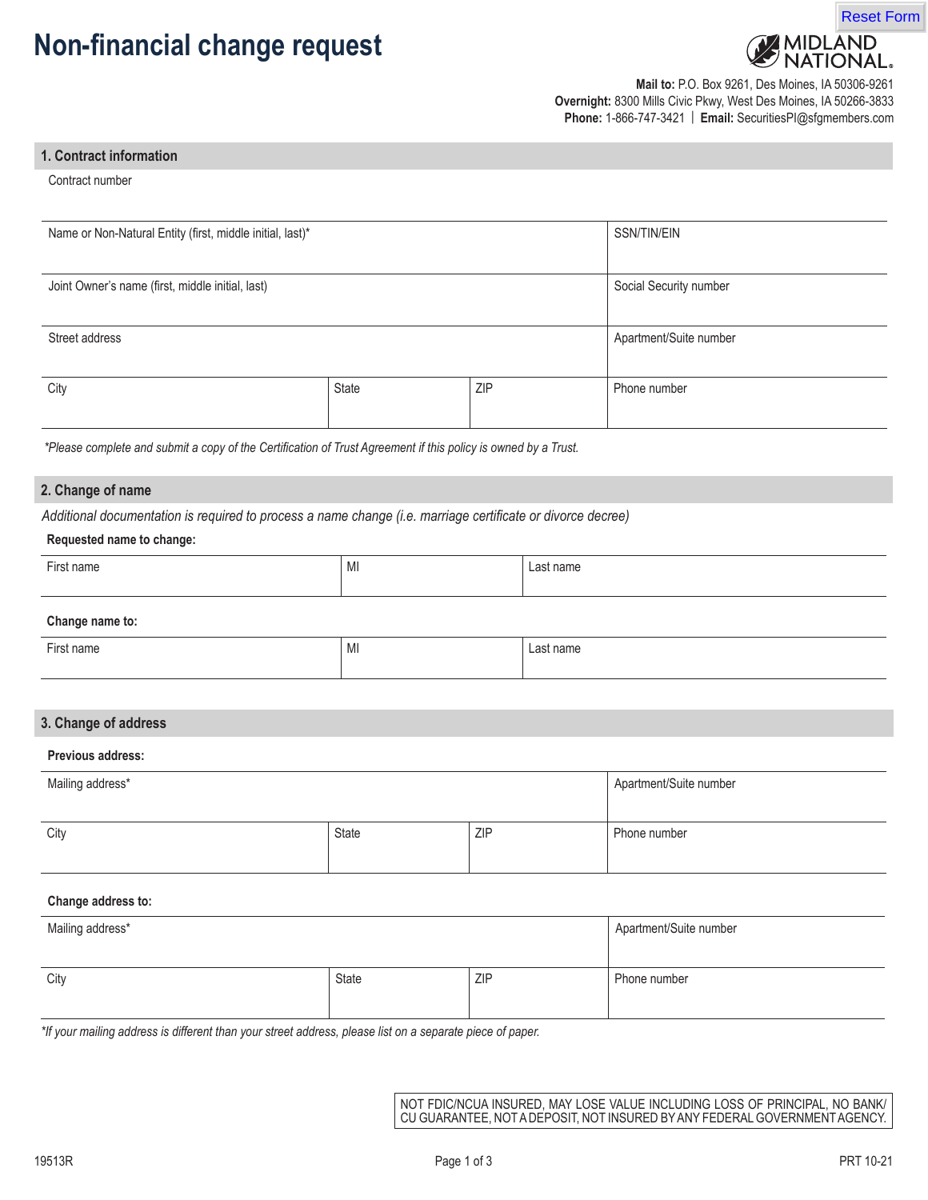# Non-financial change request

MIDLAND NATIONAL.

**Mail to:** P.O. Box 9261, Des Moines, IA 50306-9261
**Overnight:** 8300 Mills Civic Pkwy, West Des Moines, IA 50266-3833
**Phone:** 1-866-747-3421 | **Email:** SecuritiesPI@sfgmembers.com

## 1. Contract information

Contract number

| Name or Non-Natural Entity (first, middle initial, last)* | | | SSN/TIN/EIN |
|---|---|---|---|
| Joint Owner's name (first, middle initial, last) | | | Social Security number |
| Street address | | | Apartment/Suite number |
| City | State | ZIP | Phone number |

*\*Please complete and submit a copy of the Certification of Trust Agreement if this policy is owned by a Trust.*

## 2. Change of name

*Additional documentation is required to process a name change (i.e. marriage certificate or divorce decree)*

**Requested name to change:**

| First name | MI | Last name |
|---|---|---|
| | | |

**Change name to:**

| First name | MI | Last name |
|---|---|---|
| | | |

## 3. Change of address

**Previous address:**

| Mailing address* | | | Apartment/Suite number |
|---|---|---|---|
| City | State | ZIP | Phone number |

**Change address to:**

| Mailing address* | | | Apartment/Suite number |
|---|---|---|---|
| City | State | ZIP | Phone number |

*\*If your mailing address is different than your street address, please list on a separate piece of paper.*

NOT FDIC/NCUA INSURED, MAY LOSE VALUE INCLUDING LOSS OF PRINCIPAL, NO BANK/CU GUARANTEE, NOT A DEPOSIT, NOT INSURED BY ANY FEDERAL GOVERNMENT AGENCY.

19513R PRT 10-21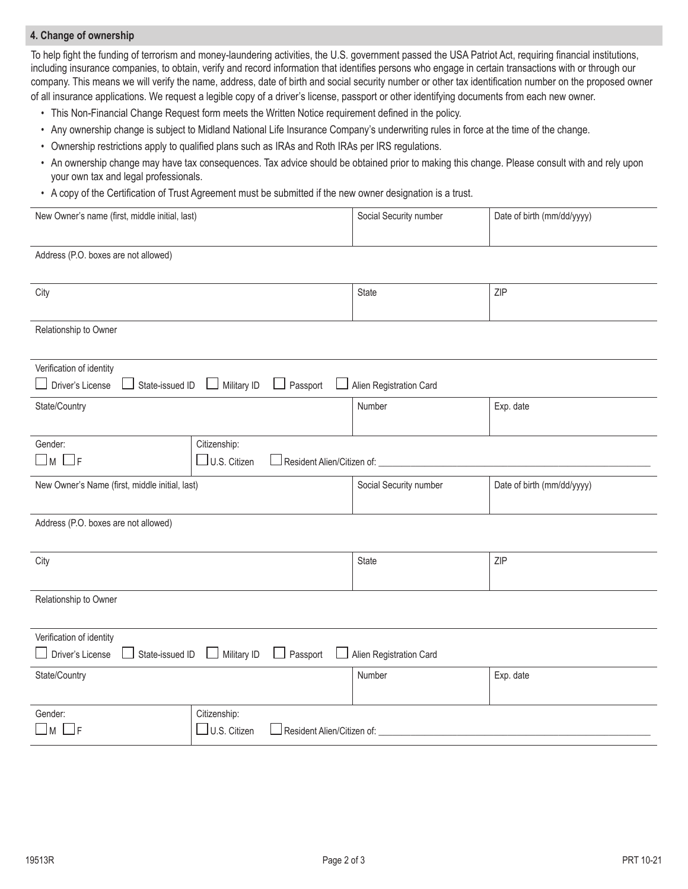## 4. Change of ownership

To help fight the funding of terrorism and money-laundering activities, the U.S. government passed the USA Patriot Act, requiring financial institutions, including insurance companies, to obtain, verify and record information that identifies persons who engage in certain transactions with or through our company. This means we will verify the name, address, date of birth and social security number or other tax identification number on the proposed owner of all insurance applications. We request a legible copy of a driver's license, passport or other identifying documents from each new owner.

- This Non-Financial Change Request form meets the Written Notice requirement defined in the policy.
- Any ownership change is subject to Midland National Life Insurance Company's underwriting rules in force at the time of the change.
- Ownership restrictions apply to qualified plans such as IRAs and Roth IRAs per IRS regulations.
- An ownership change may have tax consequences. Tax advice should be obtained prior to making this change. Please consult with and rely upon your own tax and legal professionals.
- A copy of the Certification of Trust Agreement must be submitted if the new owner designation is a trust.

| New Owner's name (first, middle initial, last) | Social Security number | Date of birth (mm/dd/yyyy) |
|---|---|---|
| | | |

Address (P.O. boxes are not allowed)

| City | State | ZIP |
|---|---|---|
| | | |

Relationship to Owner

Verification of identity
☐ Driver's License ☐ State-issued ID ☐ Military ID ☐ Passport ☐ Alien Registration Card

| State/Country | Number | Exp. date |
|---|---|---|
| | | |

| Gender: | Citizenship: |
|---|---|
| ☐ M ☐ F | ☐ U.S. Citizen ☐ Resident Alien/Citizen of: ______________________ |

| New Owner's Name (first, middle initial, last) | Social Security number | Date of birth (mm/dd/yyyy) |
|---|---|---|
| | | |

Address (P.O. boxes are not allowed)

| City | State | ZIP |
|---|---|---|
| | | |

Relationship to Owner

Verification of identity
☐ Driver's License ☐ State-issued ID ☐ Military ID ☐ Passport ☐ Alien Registration Card

| State/Country | Number | Exp. date |
|---|---|---|
| | | |

| Gender: | Citizenship: |
|---|---|
| ☐ M ☐ F | ☐ U.S. Citizen ☐ Resident Alien/Citizen of: ______________________ |

19513R PRT 10-21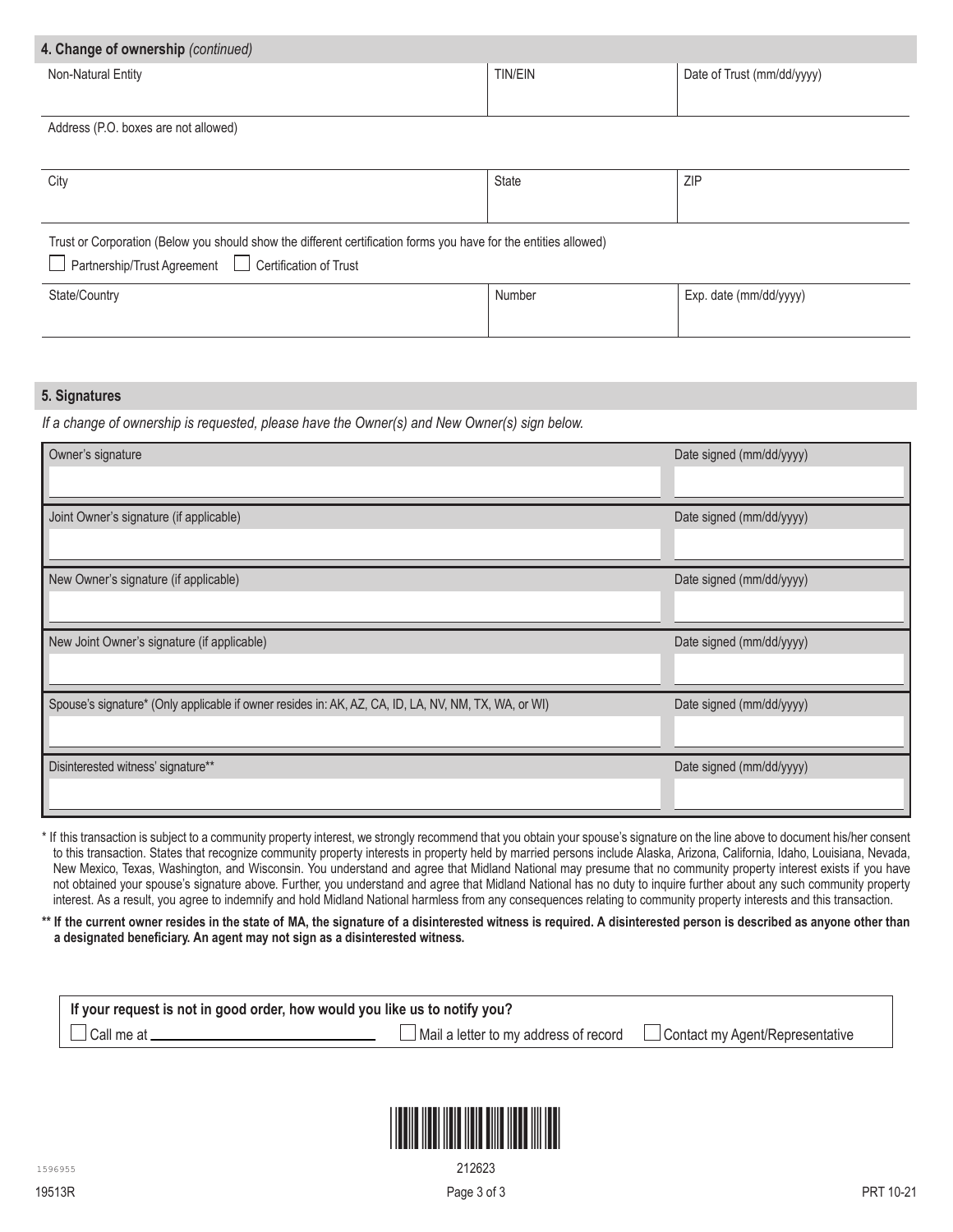## 4. Change of ownership *(continued)*

| Non-Natural Entity | TIN/EIN | Date of Trust (mm/dd/yyyy) |
| --- | --- | --- |
| | | |

| Address (P.O. boxes are not allowed) |
| --- |
| |

| City | State | ZIP |
| --- | --- | --- |
| | | |

Trust or Corporation (Below you should show the different certification forms you have for the entities allowed)

☐ Partnership/Trust Agreement ☐ Certification of Trust

| State/Country | Number | Exp. date (mm/dd/yyyy) |
| --- | --- | --- |
| | | |

## 5. Signatures

*If a change of ownership is requested, please have the Owner(s) and New Owner(s) sign below.*

| Signature | Date signed (mm/dd/yyyy) |
| --- | --- |
| Owner's signature | |
| Joint Owner's signature (if applicable) | |
| New Owner's signature (if applicable) | |
| New Joint Owner's signature (if applicable) | |
| Spouse's signature* (Only applicable if owner resides in: AK, AZ, CA, ID, LA, NV, NM, TX, WA, or WI) | |
| Disinterested witness' signature** | |

\* If this transaction is subject to a community property interest, we strongly recommend that you obtain your spouse's signature on the line above to document his/her consent to this transaction. States that recognize community property interests in property held by married persons include Alaska, Arizona, California, Idaho, Louisiana, Nevada, New Mexico, Texas, Washington, and Wisconsin. You understand and agree that Midland National may presume that no community property interest exists if you have not obtained your spouse's signature above. Further, you understand and agree that Midland National has no duty to inquire further about any such community property interest. As a result, you agree to indemnify and hold Midland National harmless from any consequences relating to community property interests and this transaction.

**\*\* If the current owner resides in the state of MA, the signature of a disinterested witness is required. A disinterested person is described as anyone other than a designated beneficiary. An agent may not sign as a disinterested witness.**

**If your request is not in good order, how would you like us to notify you?**

☐ Call me at \_\_\_\_\_\_\_\_\_\_\_\_\_\_\_\_\_\_\_\_ ☐ Mail a letter to my address of record ☐ Contact my Agent/Representative

1596955

212623

19513R

PRT 10-21